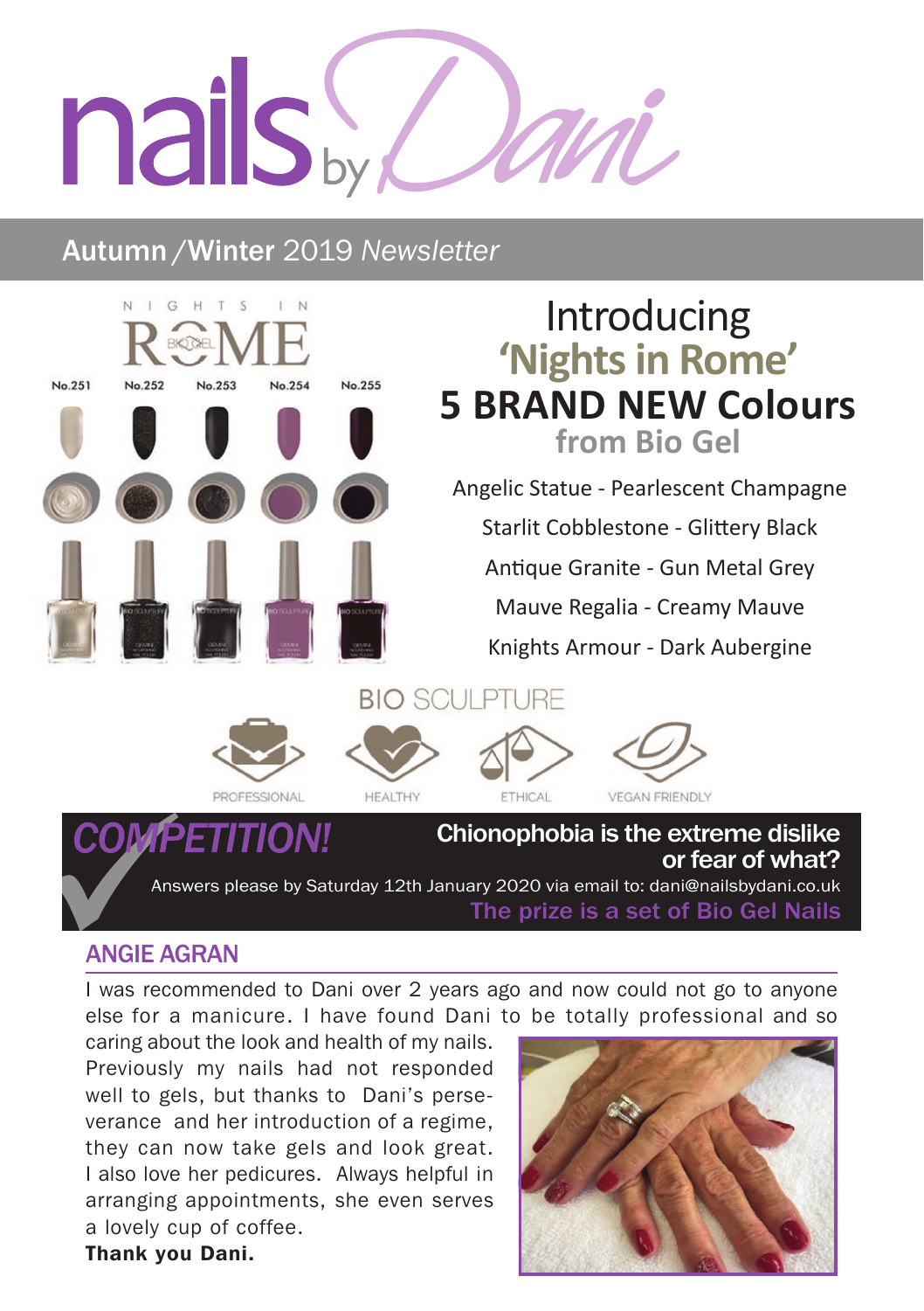# nails by Dani

## Autumn /Winter 2019 *Newsletter*

NIGHTS IN ROME

No.251 No.252 No.253 No.254 No.255

## Introducing 'Nights in Rome'

## 5 BRAND NEW Colours

### from Bio Gel

Angelic Statue - Pearlescent Champagne

Starlit Cobblestone - Glittery Black

Antique Granite - Gun Metal Grey

Mauve Regalia - Creamy Mauve

Knights Armour - Dark Aubergine

BIO SCULPTURE

PROFESSIONAL HEALTHY ETHICAL VEGAN FRIENDLY

## *COMPETITION!*

**Chionophobia is the extreme dislike or fear of what?**

Answers please by Saturday 12th January 2020 via email to: dani@nailsbydani.co.uk

**The prize is a set of Bio Gel Nails**

## ANGIE AGRAN

I was recommended to Dani over 2 years ago and now could not go to anyone else for a manicure. I have found Dani to be totally professional and so caring about the look and health of my nails. Previously my nails had not responded well to gels, but thanks to Dani's perseverance and her introduction of a regime, they can now take gels and look great. I also love her pedicures. Always helpful in arranging appointments, she even serves a lovely cup of coffee.

**Thank you Dani.**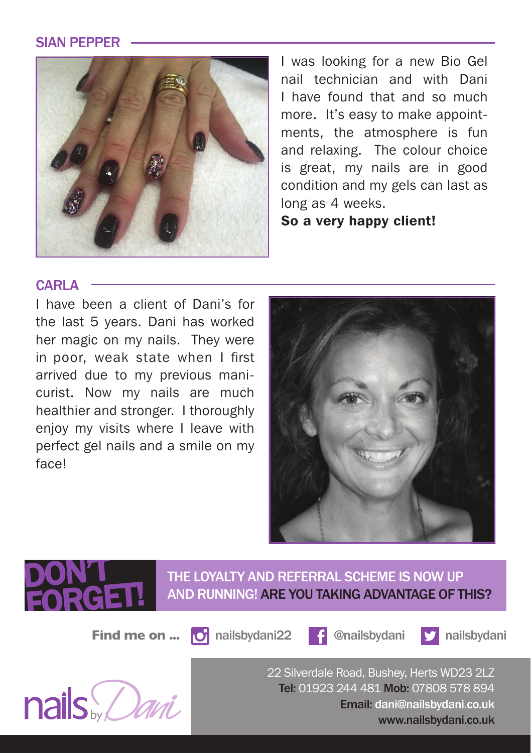## SIAN PEPPER

I was looking for a new Bio Gel nail technician and with Dani I have found that and so much more. It's easy to make appointments, the atmosphere is fun and relaxing. The colour choice is great, my nails are in good condition and my gels can last as long as 4 weeks.

**So a very happy client!**

## CARLA

I have been a client of Dani's for the last 5 years. Dani has worked her magic on my nails. They were in poor, weak state when I first arrived due to my previous manicurist. Now my nails are much healthier and stronger. I thoroughly enjoy my visits where I leave with perfect gel nails and a smile on my face!

**DON'T FORGET!**

THE LOYALTY AND REFERRAL SCHEME IS NOW UP AND RUNNING! ARE YOU TAKING ADVANTAGE OF THIS?

**Find me on ...** nailsbydani22 @nailsbydani nailsbydani

nails by Dani

22 Silverdale Road, Bushey, Herts WD23 2LZ
Tel: 01923 244 481 Mob: 07808 578 894
Email: dani@nailsbydani.co.uk
www.nailsbydani.co.uk